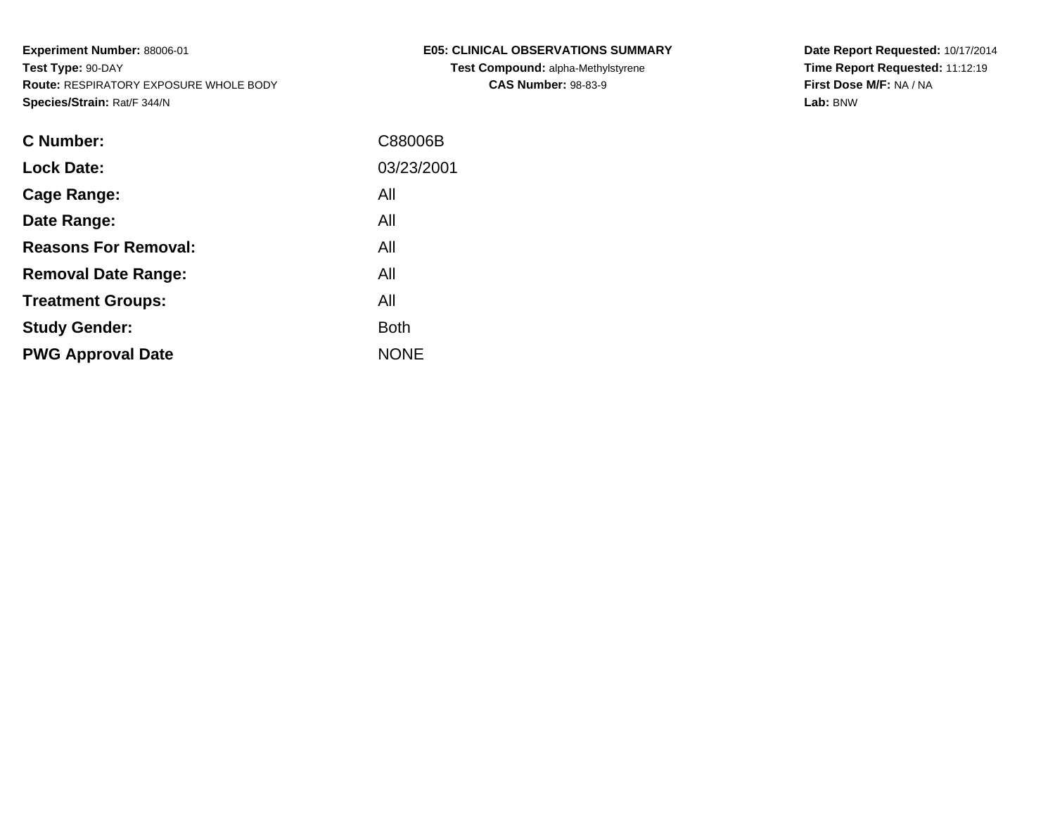**Experiment Number:** 88006-01
**Test Type:** 90-DAY
**Route:** RESPIRATORY EXPOSURE WHOLE BODY
**Species/Strain:** Rat/F 344/N

**E05: CLINICAL OBSERVATIONS SUMMARY**
**Test Compound:** alpha-Methylstyrene
**CAS Number:** 98-83-9

**Date Report Requested:** 10/17/2014
**Time Report Requested:** 11:12:19
**First Dose M/F:** NA / NA
**Lab:** BNW

| | |
|---|---|
| **C Number:** | C88006B |
| **Lock Date:** | 03/23/2001 |
| **Cage Range:** | All |
| **Date Range:** | All |
| **Reasons For Removal:** | All |
| **Removal Date Range:** | All |
| **Treatment Groups:** | All |
| **Study Gender:** | Both |
| **PWG Approval Date** | NONE |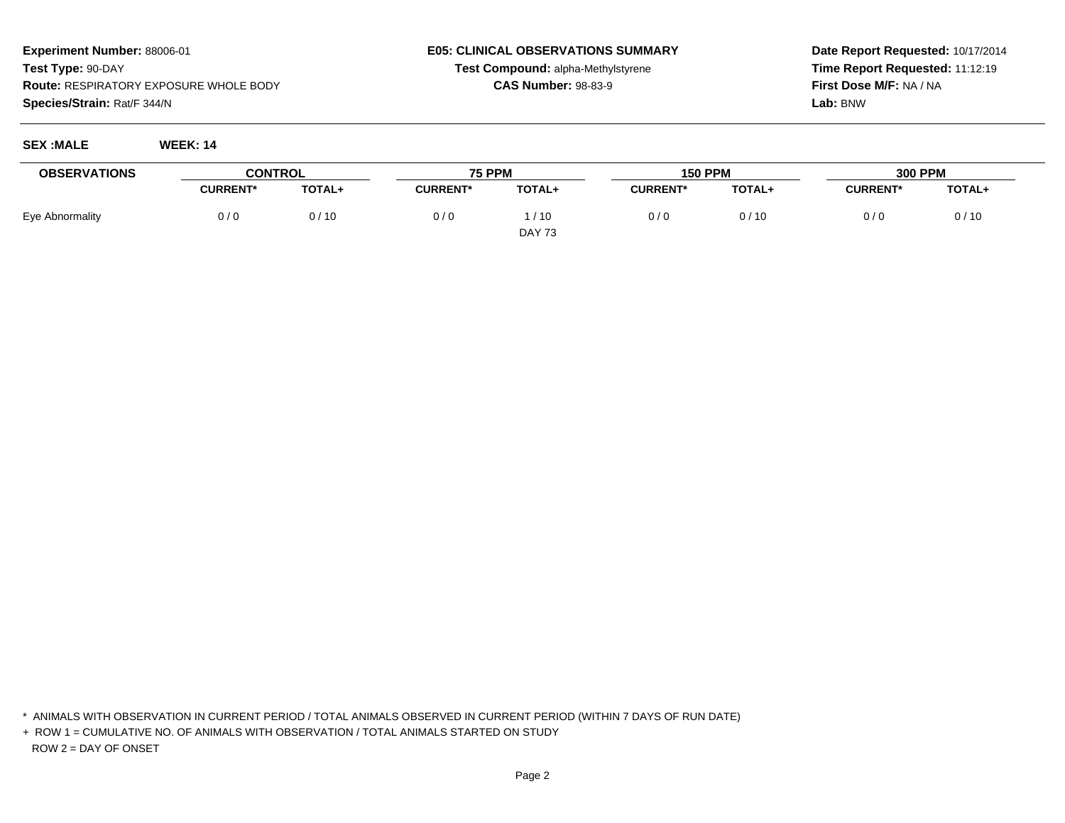**Experiment Number:** 88006-01
**Test Type:** 90-DAY
**Route:** RESPIRATORY EXPOSURE WHOLE BODY
**Species/Strain:** Rat/F 344/N

**E05: CLINICAL OBSERVATIONS SUMMARY**
**Test Compound:** alpha-Methylstyrene
**CAS Number:** 98-83-9

**Date Report Requested:** 10/17/2014
**Time Report Requested:** 11:12:19
**First Dose M/F:** NA / NA
**Lab:** BNW

**SEX :MALE** **WEEK: 14**

| OBSERVATIONS | CONTROL | | 75 PPM | | 150 PPM | | 300 PPM | |
|---|---|---|---|---|---|---|---|---|
| | CURRENT* | TOTAL+ | CURRENT* | TOTAL+ | CURRENT* | TOTAL+ | CURRENT* | TOTAL+ |
| Eye Abnormality | 0 / 0 | 0 / 10 | 0 / 0 | 1 / 10 | 0 / 0 | 0 / 10 | 0 / 0 | 0 / 10 |
| | | | | DAY 73 | | | | |

\* ANIMALS WITH OBSERVATION IN CURRENT PERIOD / TOTAL ANIMALS OBSERVED IN CURRENT PERIOD (WITHIN 7 DAYS OF RUN DATE)

\+ ROW 1 = CUMULATIVE NO. OF ANIMALS WITH OBSERVATION / TOTAL ANIMALS STARTED ON STUDY
ROW 2 = DAY OF ONSET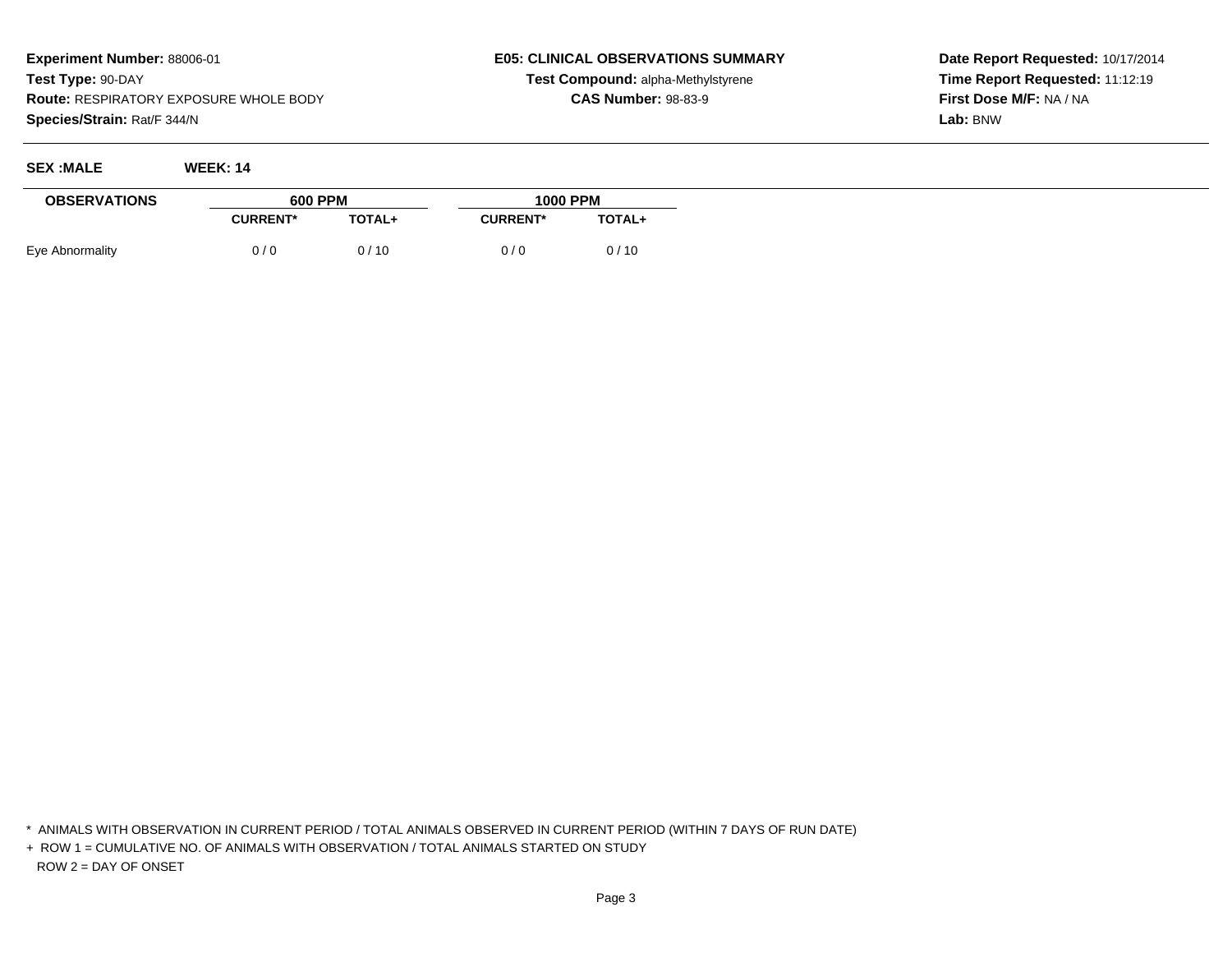**Experiment Number:** 88006-01
**Test Type:** 90-DAY
**Route:** RESPIRATORY EXPOSURE WHOLE BODY
**Species/Strain:** Rat/F 344/N

**E05: CLINICAL OBSERVATIONS SUMMARY**
**Test Compound:** alpha-Methylstyrene
**CAS Number:** 98-83-9

**Date Report Requested:** 10/17/2014
**Time Report Requested:** 11:12:19
**First Dose M/F:** NA / NA
**Lab:** BNW

**SEX :MALE** **WEEK: 14**

| OBSERVATIONS | 600 PPM | | 1000 PPM | |
|---|---|---|---|---|
| | CURRENT* | TOTAL+ | CURRENT* | TOTAL+ |
| Eye Abnormality | 0 / 0 | 0 / 10 | 0 / 0 | 0 / 10 |

\* ANIMALS WITH OBSERVATION IN CURRENT PERIOD / TOTAL ANIMALS OBSERVED IN CURRENT PERIOD (WITHIN 7 DAYS OF RUN DATE)

\+ ROW 1 = CUMULATIVE NO. OF ANIMALS WITH OBSERVATION / TOTAL ANIMALS STARTED ON STUDY
ROW 2 = DAY OF ONSET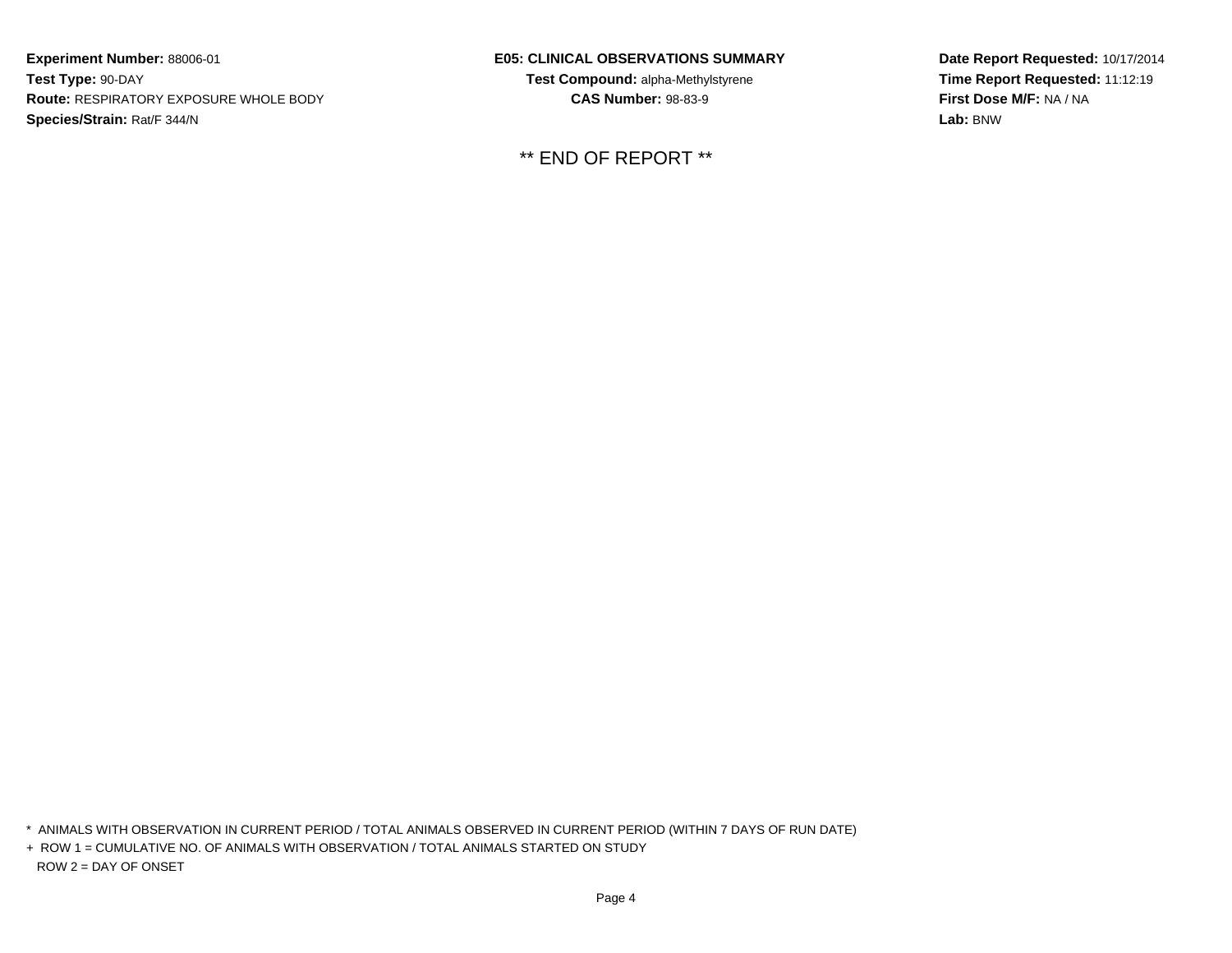**Experiment Number:** 88006-01
**Test Type:** 90-DAY
**Route:** RESPIRATORY EXPOSURE WHOLE BODY
**Species/Strain:** Rat/F 344/N

**E05: CLINICAL OBSERVATIONS SUMMARY**
**Test Compound:** alpha-Methylstyrene
**CAS Number:** 98-83-9

**Date Report Requested:** 10/17/2014
**Time Report Requested:** 11:12:19
**First Dose M/F:** NA / NA
**Lab:** BNW

** END OF REPORT **

* ANIMALS WITH OBSERVATION IN CURRENT PERIOD / TOTAL ANIMALS OBSERVED IN CURRENT PERIOD (WITHIN 7 DAYS OF RUN DATE)
+ ROW 1 = CUMULATIVE NO. OF ANIMALS WITH OBSERVATION / TOTAL ANIMALS STARTED ON STUDY
ROW 2 = DAY OF ONSET